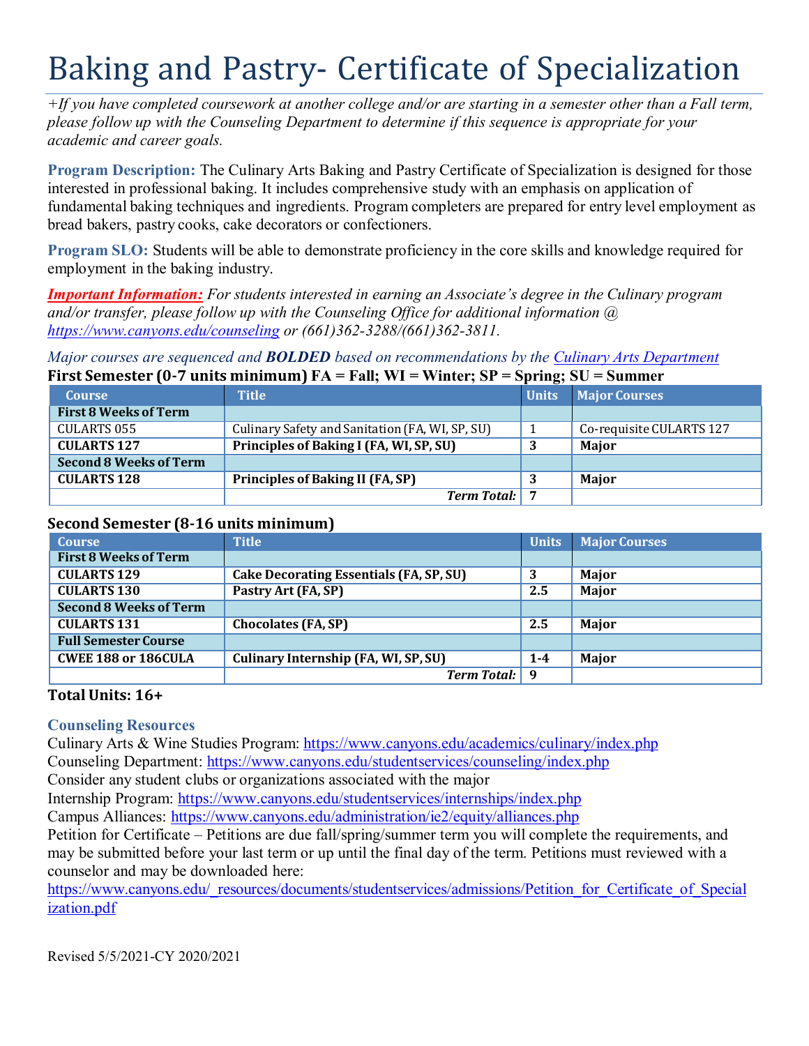# Baking and Pastry- Certificate of Specialization

*+If you have completed coursework at another college and/or are starting in a semester other than a Fall term, please follow up with the Counseling Department to determine if this sequence is appropriate for your academic and career goals.*

**Program Description:** The Culinary Arts Baking and Pastry Certificate of Specialization is designed for those interested in professional baking. It includes comprehensive study with an emphasis on application of fundamental baking techniques and ingredients. Program completers are prepared for entry level employment as bread bakers, pastry cooks, cake decorators or confectioners.

**Program SLO:** Students will be able to demonstrate proficiency in the core skills and knowledge required for employment in the baking industry.

***Important Information:*** *For students interested in earning an Associate's degree in the Culinary program and/or transfer, please follow up with the Counseling Office for additional information @ https://www.canyons.edu/counseling or (661)362-3288/(661)362-3811.*

*Major courses are sequenced and **BOLDED** based on recommendations by the Culinary Arts Department*

**First Semester (0-7 units minimum) FA = Fall; WI = Winter; SP = Spring; SU = Summer**

| Course | Title | Units | Major Courses |
|---|---|---|---|
| **First 8 Weeks of Term** | | | |
| CULARTS 055 | Culinary Safety and Sanitation (FA, WI, SP, SU) | 1 | Co-requisite CULARTS 127 |
| **CULARTS 127** | **Principles of Baking I (FA, WI, SP, SU)** | **3** | **Major** |
| **Second 8 Weeks of Term** | | | |
| **CULARTS 128** | **Principles of Baking II (FA, SP)** | **3** | **Major** |
| | ***Term Total:*** | **7** | |

**Second Semester (8-16 units minimum)**

| Course | Title | Units | Major Courses |
|---|---|---|---|
| **First 8 Weeks of Term** | | | |
| **CULARTS 129** | **Cake Decorating Essentials (FA, SP, SU)** | **3** | **Major** |
| **CULARTS 130** | **Pastry Art (FA, SP)** | **2.5** | **Major** |
| **Second 8 Weeks of Term** | | | |
| **CULARTS 131** | **Chocolates (FA, SP)** | **2.5** | **Major** |
| **Full Semester Course** | | | |
| **CWEE 188 or 186CULA** | **Culinary Internship (FA, WI, SP, SU)** | **1-4** | **Major** |
| | ***Term Total:*** | **9** | |

**Total Units: 16+**

## Counseling Resources

Culinary Arts & Wine Studies Program: https://www.canyons.edu/academics/culinary/index.php
Counseling Department: https://www.canyons.edu/studentservices/counseling/index.php
Consider any student clubs or organizations associated with the major
Internship Program: https://www.canyons.edu/studentservices/internships/index.php
Campus Alliances: https://www.canyons.edu/administration/ie2/equity/alliances.php
Petition for Certificate – Petitions are due fall/spring/summer term you will complete the requirements, and may be submitted before your last term or up until the final day of the term. Petitions must reviewed with a counselor and may be downloaded here:
https://www.canyons.edu/_resources/documents/studentservices/admissions/Petition_for_Certificate_of_Specialization.pdf

Revised 5/5/2021-CY 2020/2021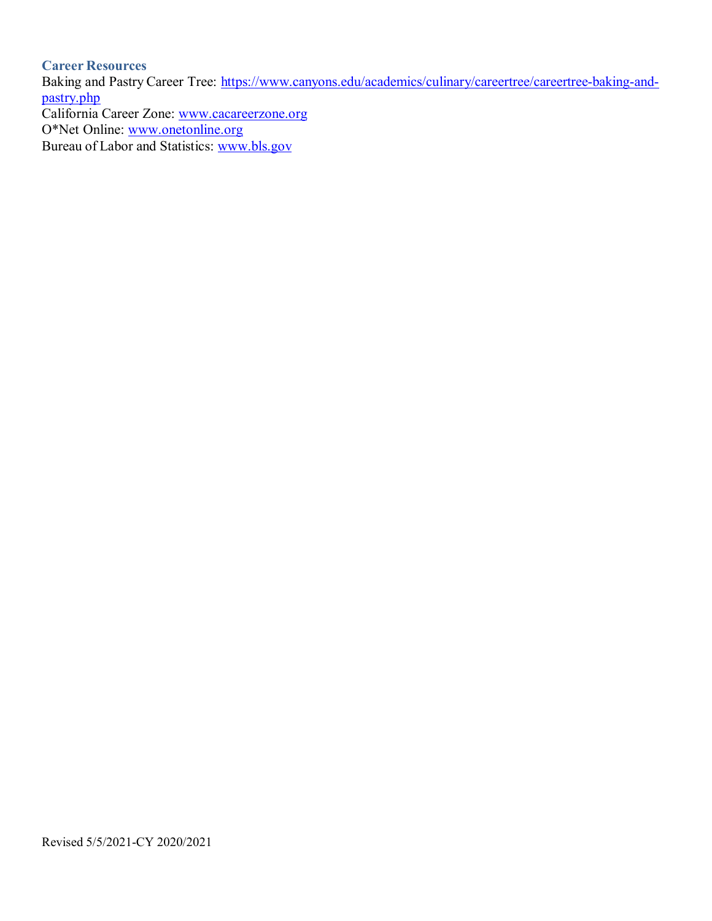### Career Resources

Baking and Pastry Career Tree: [https://www.canyons.edu/academics/culinary/careertree/careertree-baking-and-pastry.php](https://www.canyons.edu/academics/culinary/careertree/careertree-baking-and-pastry.php)
California Career Zone: [www.cacareerzone.org](http://www.cacareerzone.org)
O*Net Online: [www.onetonline.org](http://www.onetonline.org)
Bureau of Labor and Statistics: [www.bls.gov](http://www.bls.gov)

Revised 5/5/2021-CY 2020/2021